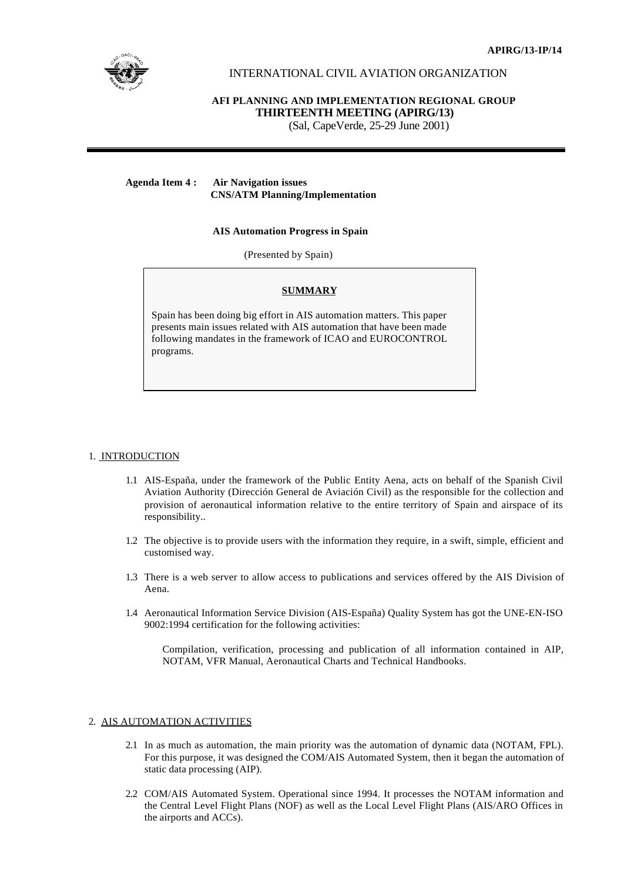APIRG/13-IP/14

INTERNATIONAL CIVIL AVIATION ORGANIZATION

**AFI PLANNING AND IMPLEMENTATION REGIONAL GROUP**
**THIRTEENTH MEETING (APIRG/13)**
(Sal, CapeVerde, 25-29 June 2001)

**Agenda Item 4 : Air Navigation issues**
**CNS/ATM Planning/Implementation**

**AIS Automation Progress in Spain**

(Presented by Spain)

**SUMMARY**

Spain has been doing big effort in AIS automation matters. This paper presents main issues related with AIS automation that have been made following mandates in the framework of ICAO and EUROCONTROL programs.

## 1. INTRODUCTION

1.1 AIS-España, under the framework of the Public Entity Aena, acts on behalf of the Spanish Civil Aviation Authority (Dirección General de Aviación Civil) as the responsible for the collection and provision of aeronautical information relative to the entire territory of Spain and airspace of its responsibility..

1.2 The objective is to provide users with the information they require, in a swift, simple, efficient and customised way.

1.3 There is a web server to allow access to publications and services offered by the AIS Division of Aena.

1.4 Aeronautical Information Service Division (AIS-España) Quality System has got the UNE-EN-ISO 9002:1994 certification for the following activities:

Compilation, verification, processing and publication of all information contained in AIP, NOTAM, VFR Manual, Aeronautical Charts and Technical Handbooks.

## 2. AIS AUTOMATION ACTIVITIES

2.1 In as much as automation, the main priority was the automation of dynamic data (NOTAM, FPL). For this purpose, it was designed the COM/AIS Automated System, then it began the automation of static data processing (AIP).

2.2 COM/AIS Automated System. Operational since 1994. It processes the NOTAM information and the Central Level Flight Plans (NOF) as well as the Local Level Flight Plans (AIS/ARO Offices in the airports and ACCs).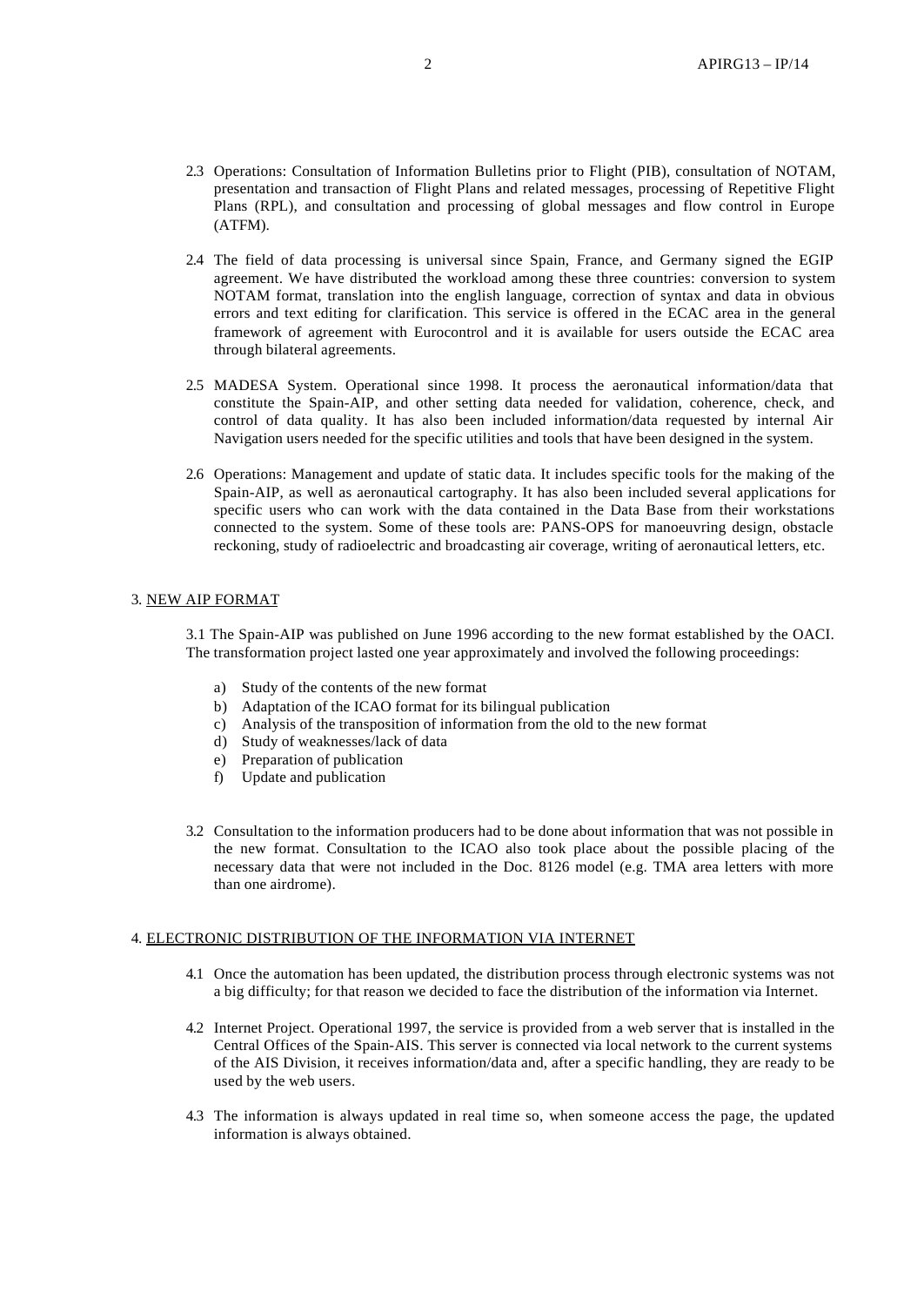2.3 Operations: Consultation of Information Bulletins prior to Flight (PIB), consultation of NOTAM, presentation and transaction of Flight Plans and related messages, processing of Repetitive Flight Plans (RPL), and consultation and processing of global messages and flow control in Europe (ATFM).

2.4 The field of data processing is universal since Spain, France, and Germany signed the EGIP agreement. We have distributed the workload among these three countries: conversion to system NOTAM format, translation into the english language, correction of syntax and data in obvious errors and text editing for clarification. This service is offered in the ECAC area in the general framework of agreement with Eurocontrol and it is available for users outside the ECAC area through bilateral agreements.

2.5 MADESA System. Operational since 1998. It process the aeronautical information/data that constitute the Spain-AIP, and other setting data needed for validation, coherence, check, and control of data quality. It has also been included information/data requested by internal Air Navigation users needed for the specific utilities and tools that have been designed in the system.

2.6 Operations: Management and update of static data. It includes specific tools for the making of the Spain-AIP, as well as aeronautical cartography. It has also been included several applications for specific users who can work with the data contained in the Data Base from their workstations connected to the system. Some of these tools are: PANS-OPS for manoeuvring design, obstacle reckoning, study of radioelectric and broadcasting air coverage, writing of aeronautical letters, etc.

## 3. NEW AIP FORMAT

3.1 The Spain-AIP was published on June 1996 according to the new format established by the OACI. The transformation project lasted one year approximately and involved the following proceedings:

a) Study of the contents of the new format
b) Adaptation of the ICAO format for its bilingual publication
c) Analysis of the transposition of information from the old to the new format
d) Study of weaknesses/lack of data
e) Preparation of publication
f) Update and publication

3.2 Consultation to the information producers had to be done about information that was not possible in the new format. Consultation to the ICAO also took place about the possible placing of the necessary data that were not included in the Doc. 8126 model (e.g. TMA area letters with more than one airdrome).

## 4. ELECTRONIC DISTRIBUTION OF THE INFORMATION VIA INTERNET

4.1 Once the automation has been updated, the distribution process through electronic systems was not a big difficulty; for that reason we decided to face the distribution of the information via Internet.

4.2 Internet Project. Operational 1997, the service is provided from a web server that is installed in the Central Offices of the Spain-AIS. This server is connected via local network to the current systems of the AIS Division, it receives information/data and, after a specific handling, they are ready to be used by the web users.

4.3 The information is always updated in real time so, when someone access the page, the updated information is always obtained.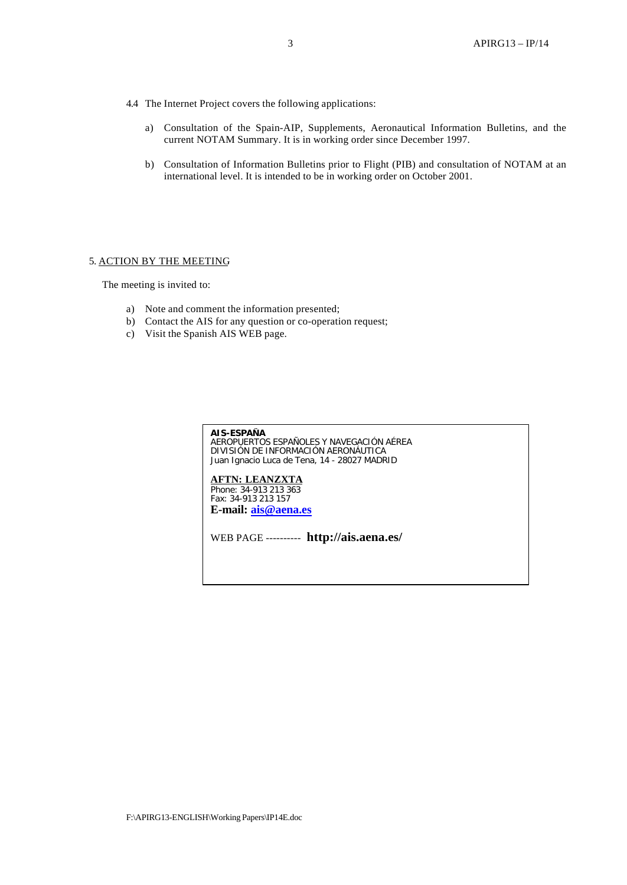4.4 The Internet Project covers the following applications:

a) Consultation of the Spain-AIP, Supplements, Aeronautical Information Bulletins, and the current NOTAM Summary. It is in working order since December 1997.

b) Consultation of Information Bulletins prior to Flight (PIB) and consultation of NOTAM at an international level. It is intended to be in working order on October 2001.

## 5. ACTION BY THE MEETING

The meeting is invited to:

a) Note and comment the information presented;
b) Contact the AIS for any question or co-operation request;
c) Visit the Spanish AIS WEB page.

**AIS-ESPAÑA**
AEROPUERTOS ESPAÑOLES Y NAVEGACIÓN AÉREA
DIVISIÓN DE INFORMACIÓN AERONÁUTICA
Juan Ignacio Luca de Tena, 14 - 28027 MADRID

**AFTN: LEANZXTA**
Phone: 34-913 213 363
Fax: 34-913 213 157
**E-mail: ais@aena.es**

WEB PAGE ---------- **http://ais.aena.es/**

F:\APIRG13-ENGLISH\Working Papers\IP14E.doc